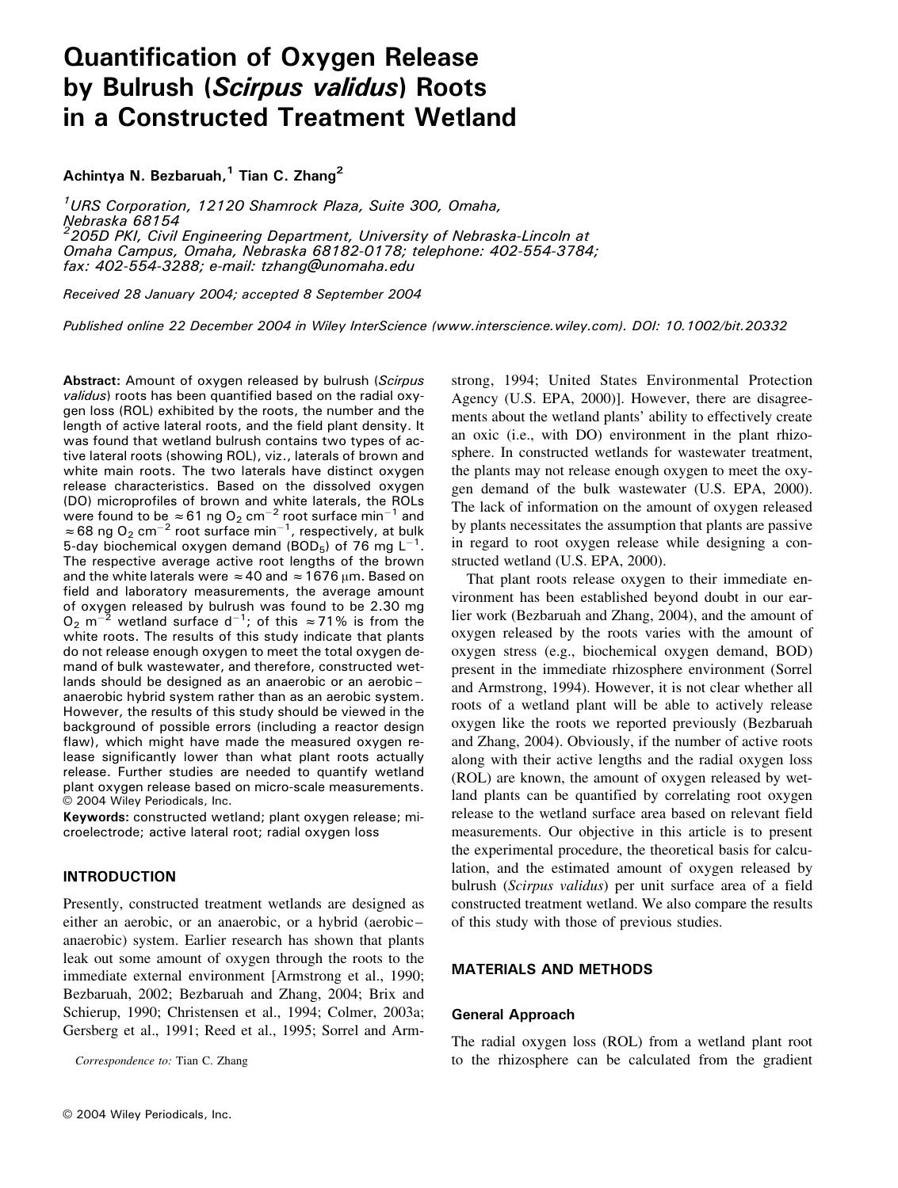# Quantification of Oxygen Release by Bulrush (*Scirpus validus*) Roots in a Constructed Treatment Wetland

**Achintya N. Bezbaruah,[1] Tian C. Zhang[2]**

*[1]URS Corporation, 12120 Shamrock Plaza, Suite 300, Omaha, Nebraska 68154*
*[2]205D PKI, Civil Engineering Department, University of Nebraska-Lincoln at Omaha Campus, Omaha, Nebraska 68182-0178; telephone: 402-554-3784; fax: 402-554-3288; e-mail: tzhang@unomaha.edu*

*Received 28 January 2004; accepted 8 September 2004*

*Published online 22 December 2004 in Wiley InterScience (www.interscience.wiley.com). DOI: 10.1002/bit.20332*

**Abstract:** Amount of oxygen released by bulrush (*Scirpus validus*) roots has been quantified based on the radial oxygen loss (ROL) exhibited by the roots, the number and the length of active lateral roots, and the field plant density. It was found that wetland bulrush contains two types of active lateral roots (showing ROL), viz., laterals of brown and white main roots. The two laterals have distinct oxygen release characteristics. Based on the dissolved oxygen (DO) microprofiles of brown and white laterals, the ROLs were found to be $\approx 61$ ng $O_2$ $cm^{-2}$ root surface $min^{-1}$ and $\approx 68$ ng $O_2$ $cm^{-2}$ root surface $min^{-1}$, respectively, at bulk 5-day biochemical oxygen demand ($BOD_5$) of 76 mg $L^{-1}$. The respective average active root lengths of the brown and the white laterals were $\approx 40$ and $\approx 1676$ μm. Based on field and laboratory measurements, the average amount of oxygen released by bulrush was found to be 2.30 mg $O_2$ $m^{-2}$ wetland surface $d^{-1}$; of this $\approx 71\%$ is from the white roots. The results of this study indicate that plants do not release enough oxygen to meet the total oxygen demand of bulk wastewater, and therefore, constructed wetlands should be designed as an anaerobic or an aerobic–anaerobic hybrid system rather than as an aerobic system. However, the results of this study should be viewed in the background of possible errors (including a reactor design flaw), which might have made the measured oxygen release significantly lower than what plant roots actually release. Further studies are needed to quantify wetland plant oxygen release based on micro-scale measurements. © 2004 Wiley Periodicals, Inc.

**Keywords:** constructed wetland; plant oxygen release; microelectrode; active lateral root; radial oxygen loss

## INTRODUCTION

Presently, constructed treatment wetlands are designed as either an aerobic, or an anaerobic, or a hybrid (aerobic–anaerobic) system. Earlier research has shown that plants leak out some amount of oxygen through the roots to the immediate external environment [Armstrong et al., 1990; Bezbaruah, 2002; Bezbaruah and Zhang, 2004; Brix and Schierup, 1990; Christensen et al., 1994; Colmer, 2003a; Gersberg et al., 1991; Reed et al., 1995; Sorrel and Armstrong, 1994; United States Environmental Protection Agency (U.S. EPA, 2000)]. However, there are disagreements about the wetland plants' ability to effectively create an oxic (i.e., with DO) environment in the plant rhizosphere. In constructed wetlands for wastewater treatment, the plants may not release enough oxygen to meet the oxygen demand of the bulk wastewater (U.S. EPA, 2000). The lack of information on the amount of oxygen released by plants necessitates the assumption that plants are passive in regard to root oxygen release while designing a constructed wetland (U.S. EPA, 2000).

That plant roots release oxygen to their immediate environment has been established beyond doubt in our earlier work (Bezbaruah and Zhang, 2004), and the amount of oxygen released by the roots varies with the amount of oxygen stress (e.g., biochemical oxygen demand, BOD) present in the immediate rhizosphere environment (Sorrel and Armstrong, 1994). However, it is not clear whether all roots of a wetland plant will be able to actively release oxygen like the roots we reported previously (Bezbaruah and Zhang, 2004). Obviously, if the number of active roots along with their active lengths and the radial oxygen loss (ROL) are known, the amount of oxygen released by wetland plants can be quantified by correlating root oxygen release to the wetland surface area based on relevant field measurements. Our objective in this article is to present the experimental procedure, the theoretical basis for calculation, and the estimated amount of oxygen released by bulrush (*Scirpus validus*) per unit surface area of a field constructed treatment wetland. We also compare the results of this study with those of previous studies.

## MATERIALS AND METHODS

### General Approach

The radial oxygen loss (ROL) from a wetland plant root to the rhizosphere can be calculated from the gradient

*Correspondence to:* Tian C. Zhang

© 2004 Wiley Periodicals, Inc.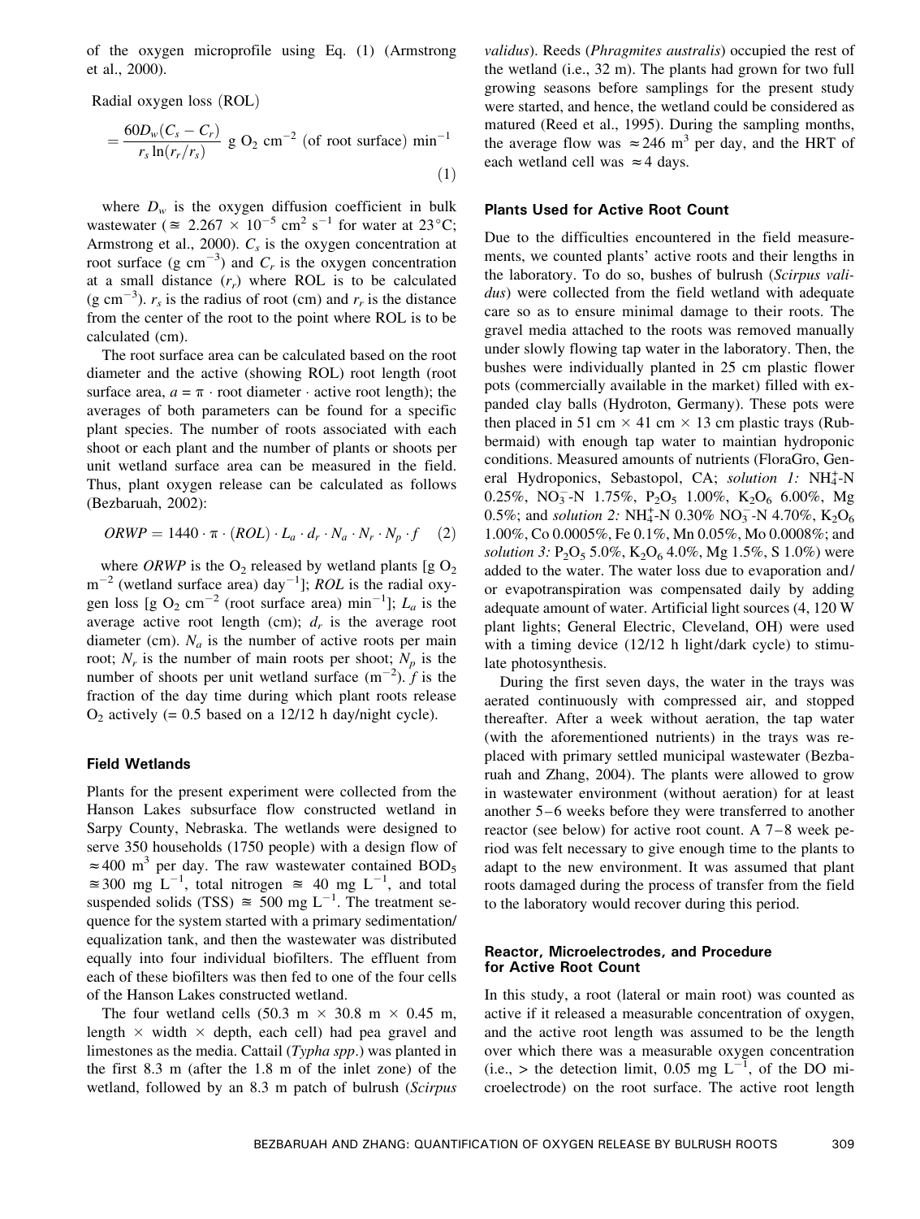of the oxygen microprofile using Eq. (1) (Armstrong et al., 2000).

$$\text{Radial oxygen loss (ROL)} = \frac{60D_w(C_s - C_r)}{r_s \ln(r_r/r_s)} \text{ g } O_2 \text{ cm}^{-2} \text{ (of root surface) min}^{-1} \quad (1)$$

where $D_w$ is the oxygen diffusion coefficient in bulk wastewater ($\cong 2.267 \times 10^{-5}$ cm$^2$ s$^{-1}$ for water at 23°C; Armstrong et al., 2000). $C_s$ is the oxygen concentration at root surface (g cm$^{-3}$) and $C_r$ is the oxygen concentration at a small distance ($r_r$) where ROL is to be calculated (g cm$^{-3}$). $r_s$ is the radius of root (cm) and $r_r$ is the distance from the center of the root to the point where ROL is to be calculated (cm).

The root surface area can be calculated based on the root diameter and the active (showing ROL) root length (root surface area, $a = \pi \cdot$ root diameter $\cdot$ active root length); the averages of both parameters can be found for a specific plant species. The number of roots associated with each shoot or each plant and the number of plants or shoots per unit wetland surface area can be measured in the field. Thus, plant oxygen release can be calculated as follows (Bezbaruah, 2002):

$$ORWP = 1440 \cdot \pi \cdot (ROL) \cdot L_a \cdot d_r \cdot N_a \cdot N_r \cdot N_p \cdot f \quad (2)$$

where *ORWP* is the $O_2$ released by wetland plants [g $O_2$ m$^{-2}$ (wetland surface area) day$^{-1}$]; *ROL* is the radial oxygen loss [g $O_2$ cm$^{-2}$ (root surface area) min$^{-1}$]; $L_a$ is the average active root length (cm); $d_r$ is the average root diameter (cm). $N_a$ is the number of active roots per main root; $N_r$ is the number of main roots per shoot; $N_p$ is the number of shoots per unit wetland surface (m$^{-2}$). $f$ is the fraction of the day time during which plant roots release $O_2$ actively (= 0.5 based on a 12/12 h day/night cycle).

### Field Wetlands

Plants for the present experiment were collected from the Hanson Lakes subsurface flow constructed wetland in Sarpy County, Nebraska. The wetlands were designed to serve 350 households (1750 people) with a design flow of $\approx 400$ m$^3$ per day. The raw wastewater contained BOD$_5$ $\cong 300$ mg L$^{-1}$, total nitrogen $\cong$ 40 mg L$^{-1}$, and total suspended solids (TSS) $\cong$ 500 mg L$^{-1}$. The treatment sequence for the system started with a primary sedimentation/equalization tank, and then the wastewater was distributed equally into four individual biofilters. The effluent from each of these biofilters was then fed to one of the four cells of the Hanson Lakes constructed wetland.

The four wetland cells (50.3 m × 30.8 m × 0.45 m, length × width × depth, each cell) had pea gravel and limestones as the media. Cattail (*Typha spp.*) was planted in the first 8.3 m (after the 1.8 m of the inlet zone) of the wetland, followed by an 8.3 m patch of bulrush (*Scirpus validus*). Reeds (*Phragmites australis*) occupied the rest of the wetland (i.e., 32 m). The plants had grown for two full growing seasons before samplings for the present study were started, and hence, the wetland could be considered as matured (Reed et al., 1995). During the sampling months, the average flow was $\approx 246$ m$^3$ per day, and the HRT of each wetland cell was $\approx 4$ days.

### Plants Used for Active Root Count

Due to the difficulties encountered in the field measurements, we counted plants' active roots and their lengths in the laboratory. To do so, bushes of bulrush (*Scirpus validus*) were collected from the field wetland with adequate care so as to ensure minimal damage to their roots. The gravel media attached to the roots was removed manually under slowly flowing tap water in the laboratory. Then, the bushes were individually planted in 25 cm plastic flower pots (commercially available in the market) filled with expanded clay balls (Hydroton, Germany). These pots were then placed in 51 cm × 41 cm × 13 cm plastic trays (Rubbermaid) with enough tap water to maintian hydroponic conditions. Measured amounts of nutrients (FloraGro, General Hydroponics, Sebastopol, CA; *solution 1:* $NH_4^+$-N 0.25%, $NO_3^-$-N 1.75%, $P_2O_5$ 1.00%, $K_2O_6$ 6.00%, Mg 0.5%; and *solution 2:* $NH_4^+$-N 0.30% $NO_3^-$-N 4.70%, $K_2O_6$ 1.00%, Co 0.0005%, Fe 0.1%, Mn 0.05%, Mo 0.0008%; and *solution 3:* $P_2O_5$ 5.0%, $K_2O_6$ 4.0%, Mg 1.5%, S 1.0%) were added to the water. The water loss due to evaporation and/or evapotranspiration was compensated daily by adding adequate amount of water. Artificial light sources (4, 120 W plant lights; General Electric, Cleveland, OH) were used with a timing device (12/12 h light/dark cycle) to stimulate photosynthesis.

During the first seven days, the water in the trays was aerated continuously with compressed air, and stopped thereafter. After a week without aeration, the tap water (with the aforementioned nutrients) in the trays was replaced with primary settled municipal wastewater (Bezbaruah and Zhang, 2004). The plants were allowed to grow in wastewater environment (without aeration) for at least another 5–6 weeks before they were transferred to another reactor (see below) for active root count. A 7–8 week period was felt necessary to give enough time to the plants to adapt to the new environment. It was assumed that plant roots damaged during the process of transfer from the field to the laboratory would recover during this period.

### Reactor, Microelectrodes, and Procedure for Active Root Count

In this study, a root (lateral or main root) was counted as active if it released a measurable concentration of oxygen, and the active root length was assumed to be the length over which there was a measurable oxygen concentration (i.e., > the detection limit, 0.05 mg L$^{-1}$, of the DO microelectrode) on the root surface. The active root length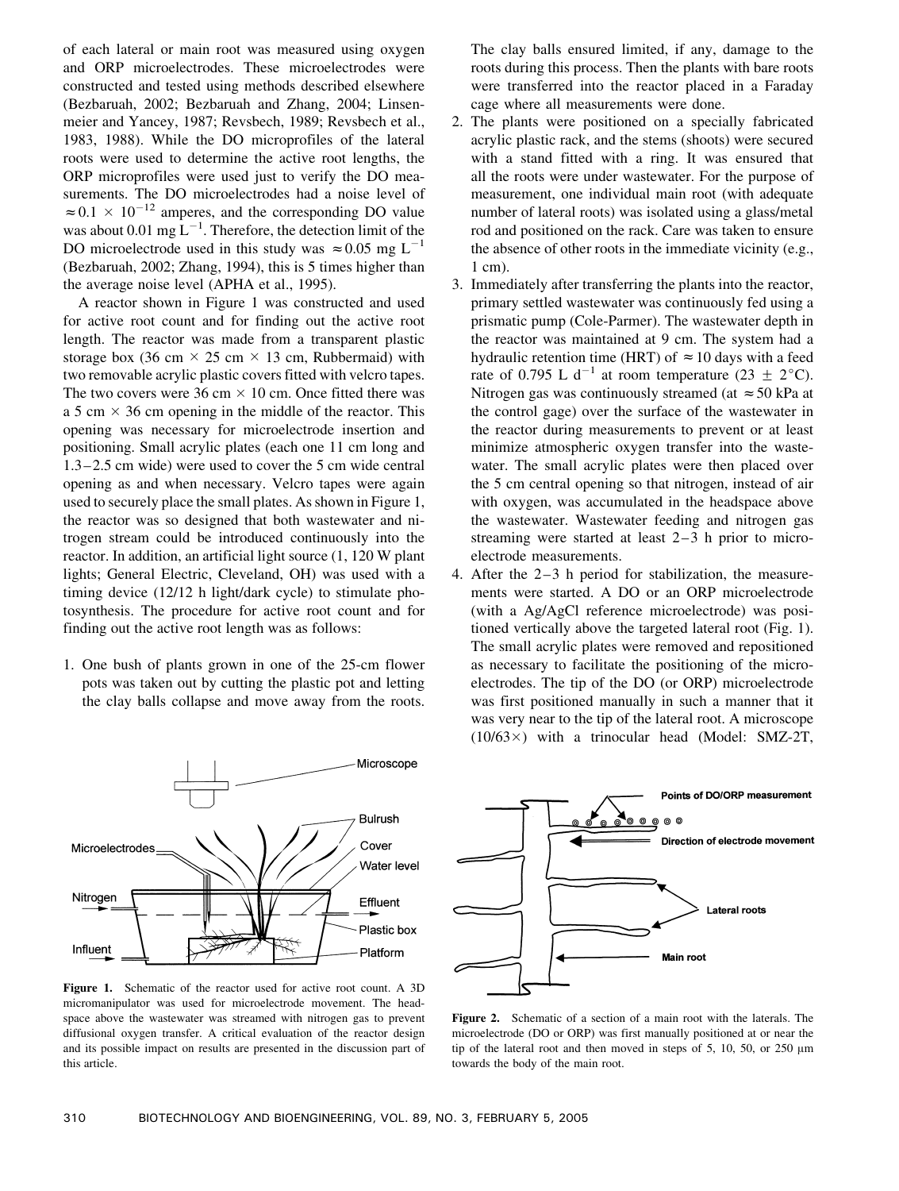of each lateral or main root was measured using oxygen and ORP microelectrodes. These microelectrodes were constructed and tested using methods described elsewhere (Bezbaruah, 2002; Bezbaruah and Zhang, 2004; Linsenmeier and Yancey, 1987; Revsbech, 1989; Revsbech et al., 1983, 1988). While the DO microprofiles of the lateral roots were used to determine the active root lengths, the ORP microprofiles were used just to verify the DO measurements. The DO microelectrodes had a noise level of $\approx 0.1 \times 10^{-12}$ amperes, and the corresponding DO value was about 0.01 mg $L^{-1}$. Therefore, the detection limit of the DO microelectrode used in this study was $\approx 0.05$ mg $L^{-1}$ (Bezbaruah, 2002; Zhang, 1994), this is 5 times higher than the average noise level (APHA et al., 1995).

A reactor shown in Figure 1 was constructed and used for active root count and for finding out the active root length. The reactor was made from a transparent plastic storage box (36 cm × 25 cm × 13 cm, Rubbermaid) with two removable acrylic plastic covers fitted with velcro tapes. The two covers were 36 cm × 10 cm. Once fitted there was a 5 cm × 36 cm opening in the middle of the reactor. This opening was necessary for microelectrode insertion and positioning. Small acrylic plates (each one 11 cm long and 1.3–2.5 cm wide) were used to cover the 5 cm wide central opening as and when necessary. Velcro tapes were again used to securely place the small plates. As shown in Figure 1, the reactor was so designed that both wastewater and nitrogen stream could be introduced continuously into the reactor. In addition, an artificial light source (1, 120 W plant lights; General Electric, Cleveland, OH) was used with a timing device (12/12 h light/dark cycle) to stimulate photosynthesis. The procedure for active root count and for finding out the active root length was as follows:

1. One bush of plants grown in one of the 25-cm flower pots was taken out by cutting the plastic pot and letting the clay balls collapse and move away from the roots. The clay balls ensured limited, if any, damage to the roots during this process. Then the plants with bare roots were transferred into the reactor placed in a Faraday cage where all measurements were done.
2. The plants were positioned on a specially fabricated acrylic plastic rack, and the stems (shoots) were secured with a stand fitted with a ring. It was ensured that all the roots were under wastewater. For the purpose of measurement, one individual main root (with adequate number of lateral roots) was isolated using a glass/metal rod and positioned on the rack. Care was taken to ensure the absence of other roots in the immediate vicinity (e.g., 1 cm).
3. Immediately after transferring the plants into the reactor, primary settled wastewater was continuously fed using a prismatic pump (Cole-Parmer). The wastewater depth in the reactor was maintained at 9 cm. The system had a hydraulic retention time (HRT) of $\approx 10$ days with a feed rate of 0.795 L $d^{-1}$ at room temperature (23 ± 2°C). Nitrogen gas was continuously streamed (at $\approx 50$ kPa at the control gage) over the surface of the wastewater in the reactor during measurements to prevent or at least minimize atmospheric oxygen transfer into the wastewater. The small acrylic plates were then placed over the 5 cm central opening so that nitrogen, instead of air with oxygen, was accumulated in the headspace above the wastewater. Wastewater feeding and nitrogen gas streaming were started at least 2–3 h prior to microelectrode measurements.
4. After the 2–3 h period for stabilization, the measurements were started. A DO or an ORP microelectrode (with a Ag/AgCl reference microelectrode) was positioned vertically above the targeted lateral root (Fig. 1). The small acrylic plates were removed and repositioned as necessary to facilitate the positioning of the microelectrodes. The tip of the DO (or ORP) microelectrode was first positioned manually in such a manner that it was very near to the tip of the lateral root. A microscope (10/63×) with a trinocular head (Model: SMZ-2T,

**Figure 1.** Schematic of the reactor used for active root count. A 3D micromanipulator was used for microelectrode movement. The headspace above the wastewater was streamed with nitrogen gas to prevent diffusional oxygen transfer. A critical evaluation of the reactor design and its possible impact on results are presented in the discussion part of this article.

**Figure 2.** Schematic of a section of a main root with the laterals. The microelectrode (DO or ORP) was first manually positioned at or near the tip of the lateral root and then moved in steps of 5, 10, 50, or 250 μm towards the body of the main root.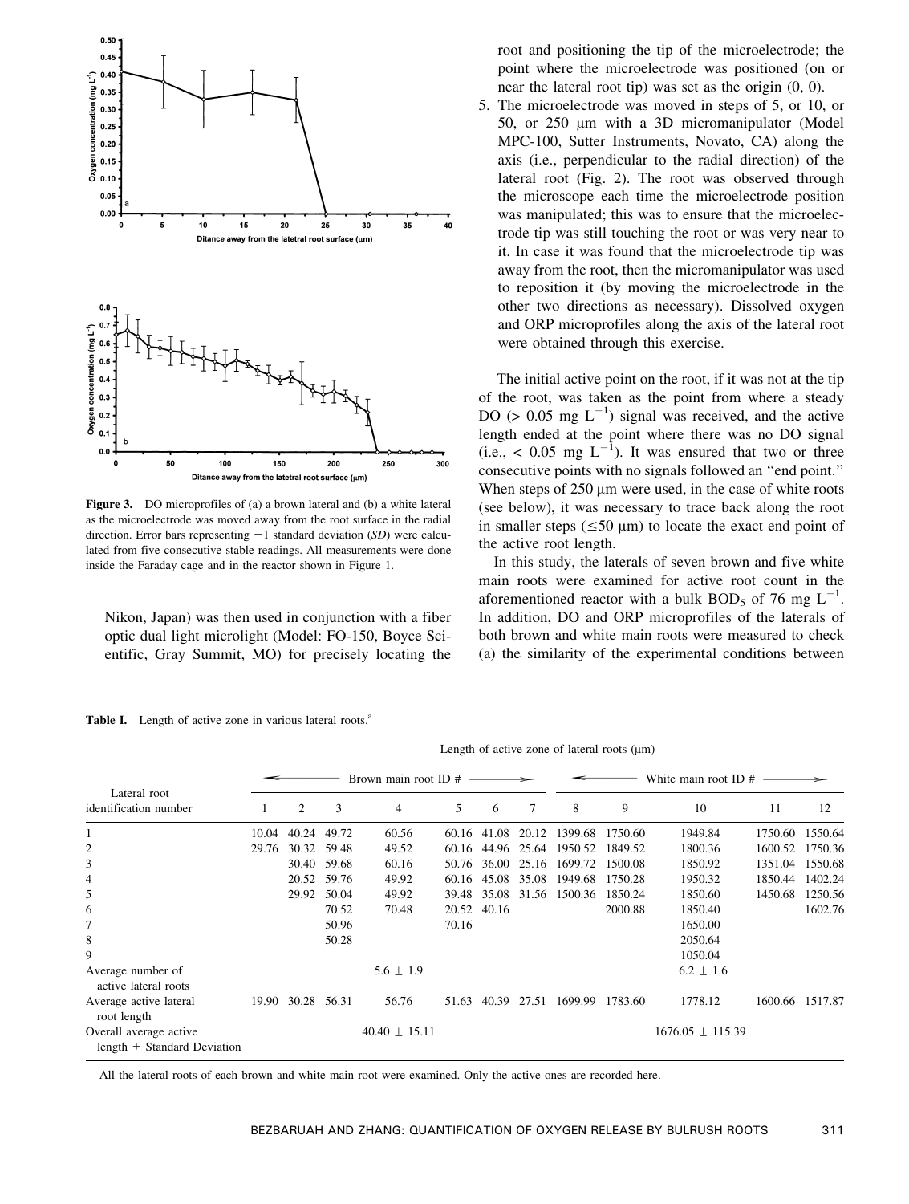Figure 3. DO microprofiles of (a) a brown lateral and (b) a white lateral as the microelectrode was moved away from the root surface in the radial direction. Error bars representing ±1 standard deviation (*SD*) were calculated from five consecutive stable readings. All measurements were done inside the Faraday cage and in the reactor shown in Figure 1.

Nikon, Japan) was then used in conjunction with a fiber optic dual light microlight (Model: FO-150, Boyce Scientific, Gray Summit, MO) for precisely locating the root and positioning the tip of the microelectrode; the point where the microelectrode was positioned (on or near the lateral root tip) was set as the origin (0, 0).

5. The microelectrode was moved in steps of 5, or 10, or 50, or 250 μm with a 3D micromanipulator (Model MPC-100, Sutter Instruments, Novato, CA) along the axis (i.e., perpendicular to the radial direction) of the lateral root (Fig. 2). The root was observed through the microscope each time the microelectrode position was manipulated; this was to ensure that the microelectrode tip was still touching the root or was very near to it. In case it was found that the microelectrode tip was away from the root, then the micromanipulator was used to reposition it (by moving the microelectrode in the other two directions as necessary). Dissolved oxygen and ORP microprofiles along the axis of the lateral root were obtained through this exercise.

The initial active point on the root, if it was not at the tip of the root, was taken as the point from where a steady DO (> 0.05 mg $L^{-1}$) signal was received, and the active length ended at the point where there was no DO signal (i.e., < 0.05 mg $L^{-1}$). It was ensured that two or three consecutive points with no signals followed an "end point." When steps of 250 μm were used, in the case of white roots (see below), it was necessary to trace back along the root in smaller steps (≤50 μm) to locate the exact end point of the active root length.

In this study, the laterals of seven brown and five white main roots were examined for active root count in the aforementioned reactor with a bulk $BOD_5$ of 76 mg $L^{-1}$. In addition, DO and ORP microprofiles of the laterals of both brown and white main roots were measured to check (a) the similarity of the experimental conditions between

**Table I.** Length of active zone in various lateral roots.[a]

| Lateral root identification number | Length of active zone of lateral roots (μm) | | | | | | | | | | | |
|---|---|---|---|---|---|---|---|---|---|---|---|---|
| | Brown main root ID # | | | | | | | White main root ID # | | | | |
| | 1 | 2 | 3 | 4 | 5 | 6 | 7 | 8 | 9 | 10 | 11 | 12 |
| 1 | 10.04 | 40.24 | 49.72 | 60.56 | 60.16 | 41.08 | 20.12 | 1399.68 | 1750.60 | 1949.84 | 1750.60 | 1550.64 |
| 2 | 29.76 | 30.32 | 59.48 | 49.52 | 60.16 | 44.96 | 25.64 | 1950.52 | 1849.52 | 1800.36 | 1600.52 | 1750.36 |
| 3 | | 30.40 | 59.68 | 60.16 | 50.76 | 36.00 | 25.16 | 1699.72 | 1500.08 | 1850.92 | 1351.04 | 1550.68 |
| 4 | | 20.52 | 59.76 | 49.92 | 60.16 | 45.08 | 35.08 | 1949.68 | 1750.28 | 1950.32 | 1850.44 | 1402.24 |
| 5 | | 29.92 | 50.04 | 49.92 | 39.48 | 35.08 | 31.56 | 1500.36 | 1850.24 | 1850.60 | 1450.68 | 1250.56 |
| 6 | | | 70.52 | 70.48 | 20.52 | 40.16 | | | 2000.88 | 1850.40 | | 1602.76 |
| 7 | | | 50.96 | | 70.16 | | | | | 1650.00 | | |
| 8 | | | 50.28 | | | | | | | 2050.64 | | |
| 9 | | | | | | | | | | 1050.04 | | |
| Average number of active lateral roots | | | | 5.6 ± 1.9 | | | | | | 6.2 ± 1.6 | | |
| Average active lateral root length | 19.90 | 30.28 | 56.31 | 56.76 | 51.63 | 40.39 | 27.51 | 1699.99 | 1783.60 | 1778.12 | 1600.66 | 1517.87 |
| Overall average active length ± Standard Deviation | | | | 40.40 ± 15.11 | | | | | | 1676.05 ± 115.39 | | |

All the lateral roots of each brown and white main root were examined. Only the active ones are recorded here.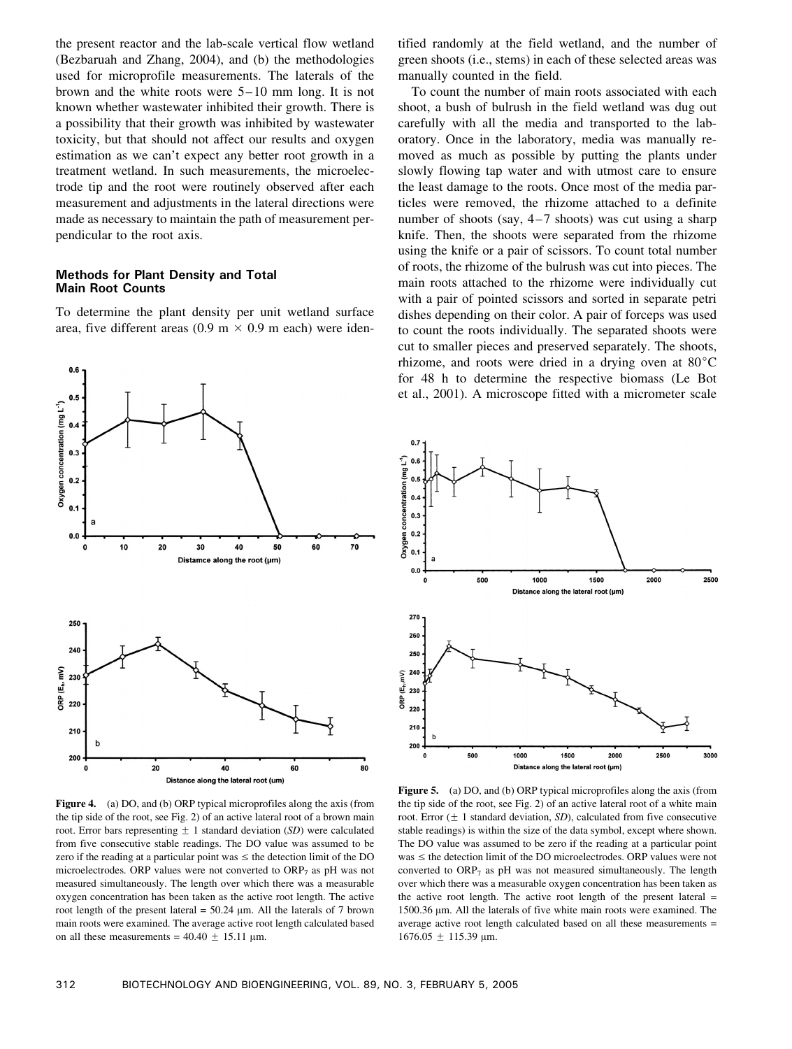the present reactor and the lab-scale vertical flow wetland (Bezbaruah and Zhang, 2004), and (b) the methodologies used for microprofile measurements. The laterals of the brown and the white roots were 5–10 mm long. It is not known whether wastewater inhibited their growth. There is a possibility that their growth was inhibited by wastewater toxicity, but that should not affect our results and oxygen estimation as we can't expect any better root growth in a treatment wetland. In such measurements, the microelectrode tip and the root were routinely observed after each measurement and adjustments in the lateral directions were made as necessary to maintain the path of measurement perpendicular to the root axis.

## Methods for Plant Density and Total Main Root Counts

To determine the plant density per unit wetland surface area, five different areas (0.9 m × 0.9 m each) were identified randomly at the field wetland, and the number of green shoots (i.e., stems) in each of these selected areas was manually counted in the field.

To count the number of main roots associated with each shoot, a bush of bulrush in the field wetland was dug out carefully with all the media and transported to the laboratory. Once in the laboratory, media was manually removed as much as possible by putting the plants under slowly flowing tap water and with utmost care to ensure the least damage to the roots. Once most of the media particles were removed, the rhizome attached to a definite number of shoots (say, 4–7 shoots) was cut using a sharp knife. Then, the shoots were separated from the rhizome using the knife or a pair of scissors. To count total number of roots, the rhizome of the bulrush was cut into pieces. The main roots attached to the rhizome were individually cut with a pair of pointed scissors and sorted in separate petri dishes depending on their color. A pair of forceps was used to count the roots individually. The separated shoots were cut to smaller pieces and preserved separately. The shoots, rhizome, and roots were dried in a drying oven at 80°C for 48 h to determine the respective biomass (Le Bot et al., 2001). A microscope fitted with a micrometer scale

**Figure 4.** (a) DO, and (b) ORP typical microprofiles along the axis (from the tip side of the root, see Fig. 2) of an active lateral root of a brown main root. Error bars representing ± 1 standard deviation (*SD*) were calculated from five consecutive stable readings. The DO value was assumed to be zero if the reading at a particular point was ≤ the detection limit of the DO microelectrodes. ORP values were not converted to $ORP_7$ as pH was not measured simultaneously. The length over which there was a measurable oxygen concentration has been taken as the active root length. The active root length of the present lateral = 50.24 μm. All the laterals of 7 brown main roots were examined. The average active root length calculated based on all these measurements = 40.40 ± 15.11 μm.

**Figure 5.** (a) DO, and (b) ORP typical microprofiles along the axis (from the tip side of the root, see Fig. 2) of an active lateral root of a white main root. Error (± 1 standard deviation, *SD*), calculated from five consecutive stable readings) is within the size of the data symbol, except where shown. The DO value was assumed to be zero if the reading at a particular point was ≤ the detection limit of the DO microelectrodes. ORP values were not converted to $ORP_7$ as pH was not measured simultaneously. The length over which there was a measurable oxygen concentration has been taken as the active root length. The active root length of the present lateral = 1500.36 μm. All the laterals of five white main roots were examined. The average active root length calculated based on all these measurements = 1676.05 ± 115.39 μm.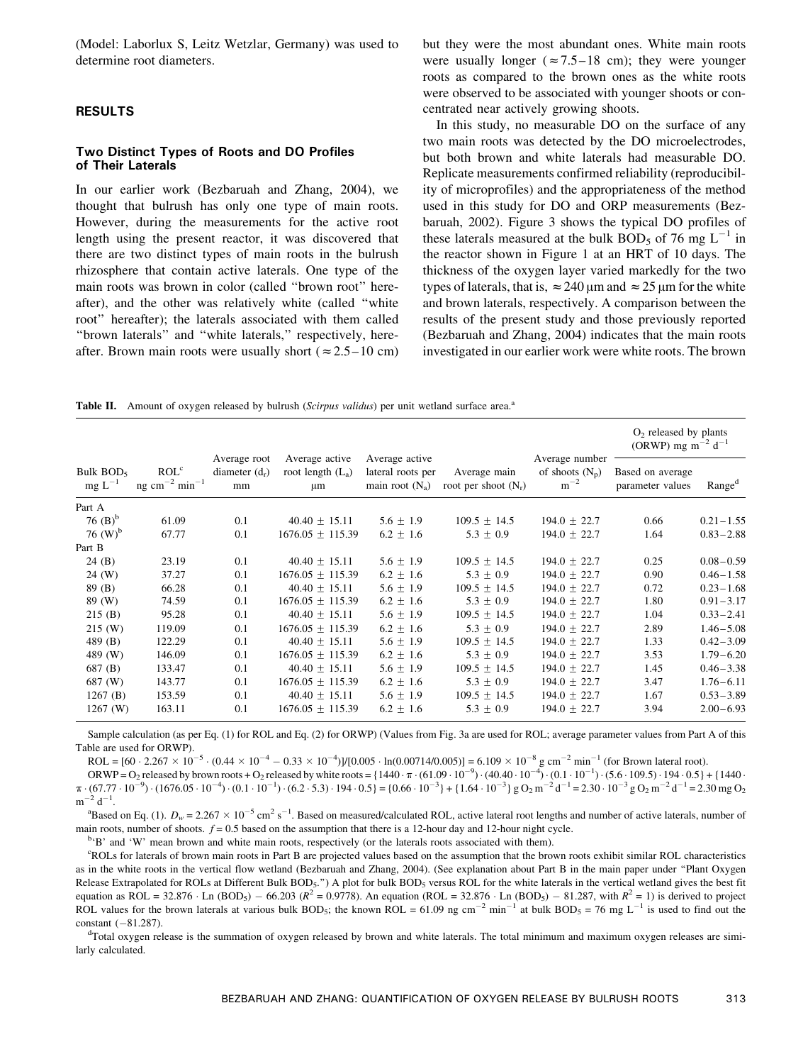(Model: Laborlux S, Leitz Wetzlar, Germany) was used to determine root diameters.

## RESULTS

### Two Distinct Types of Roots and DO Profiles of Their Laterals

In our earlier work (Bezbaruah and Zhang, 2004), we thought that bulrush has only one type of main roots. However, during the measurements for the active root length using the present reactor, it was discovered that there are two distinct types of main roots in the bulrush rhizosphere that contain active laterals. One type of the main roots was brown in color (called "brown root" hereafter), and the other was relatively white (called "white root" hereafter); the laterals associated with them called "brown laterals" and "white laterals," respectively, hereafter. Brown main roots were usually short ($\approx 2.5-10$ cm) but they were the most abundant ones. White main roots were usually longer ($\approx 7.5-18$ cm); they were younger roots as compared to the brown ones as the white roots were observed to be associated with younger shoots or concentrated near actively growing shoots.

In this study, no measurable DO on the surface of any two main roots was detected by the DO microelectrodes, but both brown and white laterals had measurable DO. Replicate measurements confirmed reliability (reproducibility of microprofiles) and the appropriateness of the method used in this study for DO and ORP measurements (Bezbaruah, 2002). Figure 3 shows the typical DO profiles of these laterals measured at the bulk $BOD_5$ of 76 mg $L^{-1}$ in the reactor shown in Figure 1 at an HRT of 10 days. The thickness of the oxygen layer varied markedly for the two types of laterals, that is, $\approx 240$ μm and $\approx 25$ μm for the white and brown laterals, respectively. A comparison between the results of the present study and those previously reported (Bezbaruah and Zhang, 2004) indicates that the main roots investigated in our earlier work were white roots. The brown

**Table II.** Amount of oxygen released by bulrush (*Scirpus validus*) per unit wetland surface area.[a]

| Bulk $BOD_5$ mg $L^{-1}$ | ROL[c] ng $cm^{-2}$ $min^{-1}$ | Average root diameter ($d_r$) mm | Average active root length ($L_a$) μm | Average active lateral roots per main root ($N_a$) | Average main root per shoot ($N_r$) | Average number of shoots ($N_p$) $m^{-2}$ | $O_2$ released by plants (ORWP) mg $m^{-2}$ $d^{-1}$ | |
|---|---|---|---|---|---|---|---|---|
| | | | | | | | Based on average parameter values | Range[d] |
| Part A | | | | | | | | |
| 76 (B)[b] | 61.09 | 0.1 | 40.40 ± 15.11 | 5.6 ± 1.9 | 109.5 ± 14.5 | 194.0 ± 22.7 | 0.66 | 0.21 – 1.55 |
| 76 (W)[b] | 67.77 | 0.1 | 1676.05 ± 115.39 | 6.2 ± 1.6 | 5.3 ± 0.9 | 194.0 ± 22.7 | 1.64 | 0.83 – 2.88 |
| Part B | | | | | | | | |
| 24 (B) | 23.19 | 0.1 | 40.40 ± 15.11 | 5.6 ± 1.9 | 109.5 ± 14.5 | 194.0 ± 22.7 | 0.25 | 0.08 – 0.59 |
| 24 (W) | 37.27 | 0.1 | 1676.05 ± 115.39 | 6.2 ± 1.6 | 5.3 ± 0.9 | 194.0 ± 22.7 | 0.90 | 0.46 – 1.58 |
| 89 (B) | 66.28 | 0.1 | 40.40 ± 15.11 | 5.6 ± 1.9 | 109.5 ± 14.5 | 194.0 ± 22.7 | 0.72 | 0.23 – 1.68 |
| 89 (W) | 74.59 | 0.1 | 1676.05 ± 115.39 | 6.2 ± 1.6 | 5.3 ± 0.9 | 194.0 ± 22.7 | 1.80 | 0.91 – 3.17 |
| 215 (B) | 95.28 | 0.1 | 40.40 ± 15.11 | 5.6 ± 1.9 | 109.5 ± 14.5 | 194.0 ± 22.7 | 1.04 | 0.33 – 2.41 |
| 215 (W) | 119.09 | 0.1 | 1676.05 ± 115.39 | 6.2 ± 1.6 | 5.3 ± 0.9 | 194.0 ± 22.7 | 2.89 | 1.46 – 5.08 |
| 489 (B) | 122.29 | 0.1 | 40.40 ± 15.11 | 5.6 ± 1.9 | 109.5 ± 14.5 | 194.0 ± 22.7 | 1.33 | 0.42 – 3.09 |
| 489 (W) | 146.09 | 0.1 | 1676.05 ± 115.39 | 6.2 ± 1.6 | 5.3 ± 0.9 | 194.0 ± 22.7 | 3.53 | 1.79 – 6.20 |
| 687 (B) | 133.47 | 0.1 | 40.40 ± 15.11 | 5.6 ± 1.9 | 109.5 ± 14.5 | 194.0 ± 22.7 | 1.45 | 0.46 – 3.38 |
| 687 (W) | 143.77 | 0.1 | 1676.05 ± 115.39 | 6.2 ± 1.6 | 5.3 ± 0.9 | 194.0 ± 22.7 | 3.47 | 1.76 – 6.11 |
| 1267 (B) | 153.59 | 0.1 | 40.40 ± 15.11 | 5.6 ± 1.9 | 109.5 ± 14.5 | 194.0 ± 22.7 | 1.67 | 0.53 – 3.89 |
| 1267 (W) | 163.11 | 0.1 | 1676.05 ± 115.39 | 6.2 ± 1.6 | 5.3 ± 0.9 | 194.0 ± 22.7 | 3.94 | 2.00 – 6.93 |

Sample calculation (as per Eq. (1) for ROL and Eq. (2) for ORWP) (Values from Fig. 3a are used for ROL; average parameter values from Part A of this Table are used for ORWP).

$ROL = [60 \cdot 2.267 \times 10^{-5} \cdot (0.44 \times 10^{-4} - 0.33 \times 10^{-4})]/[0.005 \cdot \ln(0.00714/0.005)] = 6.109 \times 10^{-8}$ g $cm^{-2}$ $min^{-1}$ (for Brown lateral root).

ORWP = $O_2$ released by brown roots + $O_2$ released by white roots = $\{1440 \cdot \pi \cdot (61.09 \cdot 10^{-9}) \cdot (40.40 \cdot 10^{-4}) \cdot (0.1 \cdot 10^{-1}) \cdot (5.6 \cdot 109.5) \cdot 194 \cdot 0.5\} + \{1440 \cdot \pi \cdot (67.77 \cdot 10^{-9}) \cdot (1676.05 \cdot 10^{-4}) \cdot (0.1 \cdot 10^{-1}) \cdot (6.2 \cdot 5.3) \cdot 194 \cdot 0.5\} = \{0.66 \cdot 10^{-3}\} + \{1.64 \cdot 10^{-3}\}$ g $O_2$ $m^{-2}$ $d^{-1}$ = $2.30 \cdot 10^{-3}$ g $O_2$ $m^{-2}$ $d^{-1}$ = 2.30 mg $O_2$ $m^{-2}$ $d^{-1}$.

[a]Based on Eq. (1). $D_w = 2.267 \times 10^{-5}$ $cm^2$ $s^{-1}$. Based on measured/calculated ROL, active lateral root lengths and number of active laterals, number of main roots, number of shoots. $f = 0.5$ based on the assumption that there is a 12-hour day and 12-hour night cycle.

[b]'B' and 'W' mean brown and white main roots, respectively (or the laterals roots associated with them).

[c]ROLs for laterals of brown main roots in Part B are projected values based on the assumption that the brown roots exhibit similar ROL characteristics as in the white roots in the vertical flow wetland (Bezbaruah and Zhang, 2004). (See explanation about Part B in the main paper under "Plant Oxygen Release Extrapolated for ROLs at Different Bulk $BOD_5$.") A plot for bulk $BOD_5$ versus ROL for the white laterals in the vertical wetland gives the best fit equation as $ROL = 32.876 \cdot \text{Ln}(BOD_5) - 66.203$ ($R^2 = 0.9778$). An equation ($ROL = 32.876 \cdot \text{Ln}(BOD_5) - 81.287$, with $R^2 = 1$) is derived to project ROL values for the brown laterals at various bulk $BOD_5$; the known ROL = 61.09 ng $cm^{-2}$ $min^{-1}$ at bulk $BOD_5$ = 76 mg $L^{-1}$ is used to find out the constant (−81.287).

[d]Total oxygen release is the summation of oxygen released by brown and white laterals. The total minimum and maximum oxygen releases are similarly calculated.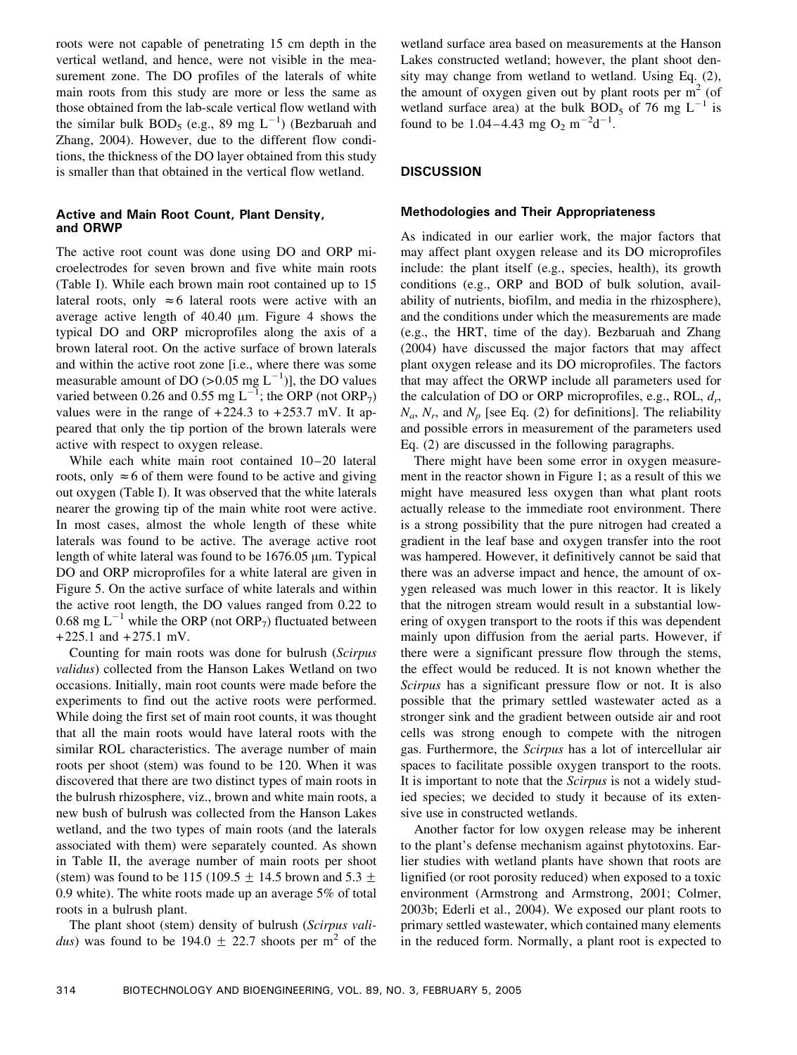roots were not capable of penetrating 15 cm depth in the vertical wetland, and hence, were not visible in the measurement zone. The DO profiles of the laterals of white main roots from this study are more or less the same as those obtained from the lab-scale vertical flow wetland with the similar bulk $BOD_5$ (e.g., 89 mg $L^{-1}$) (Bezbaruah and Zhang, 2004). However, due to the different flow conditions, the thickness of the DO layer obtained from this study is smaller than that obtained in the vertical flow wetland.

### Active and Main Root Count, Plant Density, and ORWP

The active root count was done using DO and ORP microelectrodes for seven brown and five white main roots (Table I). While each brown main root contained up to 15 lateral roots, only ≈6 lateral roots were active with an average active length of 40.40 μm. Figure 4 shows the typical DO and ORP microprofiles along the axis of a brown lateral root. On the active surface of brown laterals and within the active root zone [i.e., where there was some measurable amount of DO (>0.05 mg $L^{-1}$)], the DO values varied between 0.26 and 0.55 mg $L^{-1}$; the ORP (not $ORP_7$) values were in the range of +224.3 to +253.7 mV. It appeared that only the tip portion of the brown laterals were active with respect to oxygen release.

While each white main root contained 10–20 lateral roots, only ≈6 of them were found to be active and giving out oxygen (Table I). It was observed that the white laterals nearer the growing tip of the main white root were active. In most cases, almost the whole length of these white laterals was found to be active. The average active root length of white lateral was found to be 1676.05 μm. Typical DO and ORP microprofiles for a white lateral are given in Figure 5. On the active surface of white laterals and within the active root length, the DO values ranged from 0.22 to 0.68 mg $L^{-1}$ while the ORP (not $ORP_7$) fluctuated between +225.1 and +275.1 mV.

Counting for main roots was done for bulrush (*Scirpus validus*) collected from the Hanson Lakes Wetland on two occasions. Initially, main root counts were made before the experiments to find out the active roots were performed. While doing the first set of main root counts, it was thought that all the main roots would have lateral roots with the similar ROL characteristics. The average number of main roots per shoot (stem) was found to be 120. When it was discovered that there are two distinct types of main roots in the bulrush rhizosphere, viz., brown and white main roots, a new bush of bulrush was collected from the Hanson Lakes wetland, and the two types of main roots (and the laterals associated with them) were separately counted. As shown in Table II, the average number of main roots per shoot (stem) was found to be 115 (109.5 ± 14.5 brown and 5.3 ± 0.9 white). The white roots made up an average 5% of total roots in a bulrush plant.

The plant shoot (stem) density of bulrush (*Scirpus validus*) was found to be 194.0 ± 22.7 shoots per $m^2$ of the wetland surface area based on measurements at the Hanson Lakes constructed wetland; however, the plant shoot density may change from wetland to wetland. Using Eq. (2), the amount of oxygen given out by plant roots per $m^2$ (of wetland surface area) at the bulk $BOD_5$ of 76 mg $L^{-1}$ is found to be 1.04–4.43 mg $O_2$ $m^{-2}d^{-1}$.

## DISCUSSION

### Methodologies and Their Appropriateness

As indicated in our earlier work, the major factors that may affect plant oxygen release and its DO microprofiles include: the plant itself (e.g., species, health), its growth conditions (e.g., ORP and BOD of bulk solution, availability of nutrients, biofilm, and media in the rhizosphere), and the conditions under which the measurements are made (e.g., the HRT, time of the day). Bezbaruah and Zhang (2004) have discussed the major factors that may affect plant oxygen release and its DO microprofiles. The factors that may affect the ORWP include all parameters used for the calculation of DO or ORP microprofiles, e.g., ROL, $d_r$, $N_a$, $N_r$, and $N_p$ [see Eq. (2) for definitions]. The reliability and possible errors in measurement of the parameters used Eq. (2) are discussed in the following paragraphs.

There might have been some error in oxygen measurement in the reactor shown in Figure 1; as a result of this we might have measured less oxygen than what plant roots actually release to the immediate root environment. There is a strong possibility that the pure nitrogen had created a gradient in the leaf base and oxygen transfer into the root was hampered. However, it definitively cannot be said that there was an adverse impact and hence, the amount of oxygen released was much lower in this reactor. It is likely that the nitrogen stream would result in a substantial lowering of oxygen transport to the roots if this was dependent mainly upon diffusion from the aerial parts. However, if there were a significant pressure flow through the stems, the effect would be reduced. It is not known whether the *Scirpus* has a significant pressure flow or not. It is also possible that the primary settled wastewater acted as a stronger sink and the gradient between outside air and root cells was strong enough to compete with the nitrogen gas. Furthermore, the *Scirpus* has a lot of intercellular air spaces to facilitate possible oxygen transport to the roots. It is important to note that the *Scirpus* is not a widely studied species; we decided to study it because of its extensive use in constructed wetlands.

Another factor for low oxygen release may be inherent to the plant's defense mechanism against phytotoxins. Earlier studies with wetland plants have shown that roots are lignified (or root porosity reduced) when exposed to a toxic environment (Armstrong and Armstrong, 2001; Colmer, 2003b; Ederli et al., 2004). We exposed our plant roots to primary settled wastewater, which contained many elements in the reduced form. Normally, a plant root is expected to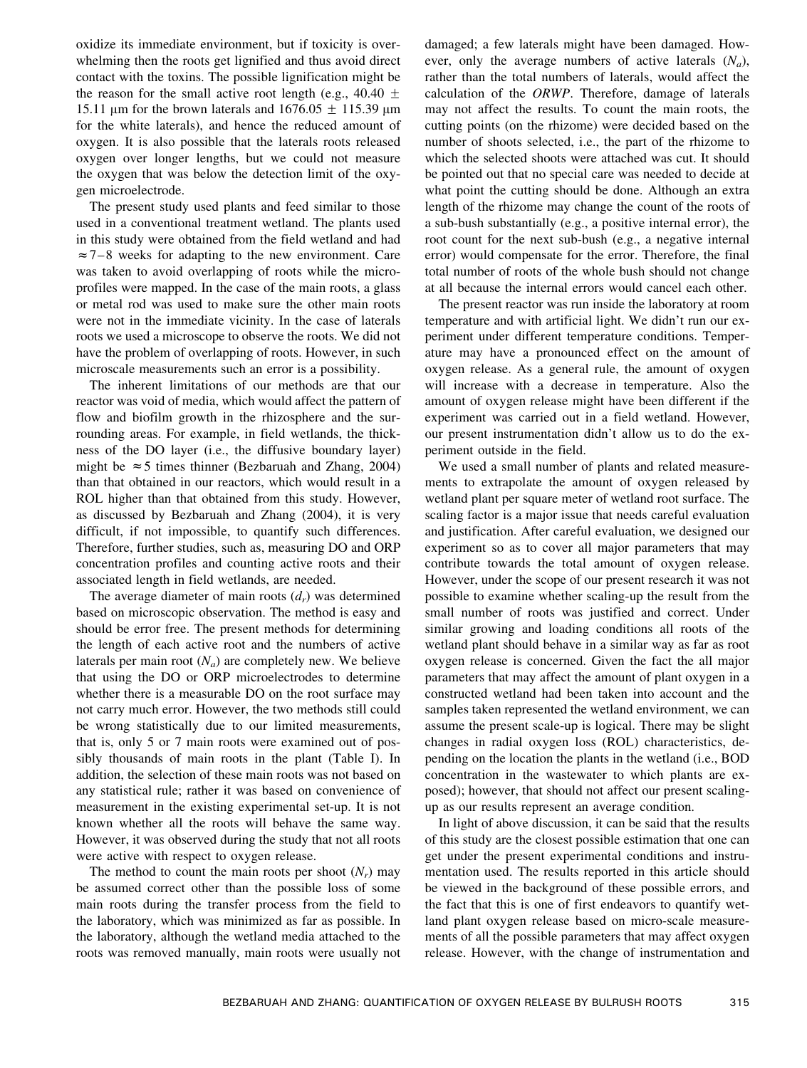oxidize its immediate environment, but if toxicity is overwhelming then the roots get lignified and thus avoid direct contact with the toxins. The possible lignification might be the reason for the small active root length (e.g., 40.40 ± 15.11 μm for the brown laterals and 1676.05 ± 115.39 μm for the white laterals), and hence the reduced amount of oxygen. It is also possible that the laterals roots released oxygen over longer lengths, but we could not measure the oxygen that was below the detection limit of the oxygen microelectrode.

The present study used plants and feed similar to those used in a conventional treatment wetland. The plants used in this study were obtained from the field wetland and had ≈7–8 weeks for adapting to the new environment. Care was taken to avoid overlapping of roots while the microprofiles were mapped. In the case of the main roots, a glass or metal rod was used to make sure the other main roots were not in the immediate vicinity. In the case of laterals roots we used a microscope to observe the roots. We did not have the problem of overlapping of roots. However, in such microscale measurements such an error is a possibility.

The inherent limitations of our methods are that our reactor was void of media, which would affect the pattern of flow and biofilm growth in the rhizosphere and the surrounding areas. For example, in field wetlands, the thickness of the DO layer (i.e., the diffusive boundary layer) might be ≈5 times thinner (Bezbaruah and Zhang, 2004) than that obtained in our reactors, which would result in a ROL higher than that obtained from this study. However, as discussed by Bezbaruah and Zhang (2004), it is very difficult, if not impossible, to quantify such differences. Therefore, further studies, such as, measuring DO and ORP concentration profiles and counting active roots and their associated length in field wetlands, are needed.

The average diameter of main roots ($d_r$) was determined based on microscopic observation. The method is easy and should be error free. The present methods for determining the length of each active root and the numbers of active laterals per main root ($N_a$) are completely new. We believe that using the DO or ORP microelectrodes to determine whether there is a measurable DO on the root surface may not carry much error. However, the two methods still could be wrong statistically due to our limited measurements, that is, only 5 or 7 main roots were examined out of possibly thousands of main roots in the plant (Table I). In addition, the selection of these main roots was not based on any statistical rule; rather it was based on convenience of measurement in the existing experimental set-up. It is not known whether all the roots will behave the same way. However, it was observed during the study that not all roots were active with respect to oxygen release.

The method to count the main roots per shoot ($N_r$) may be assumed correct other than the possible loss of some main roots during the transfer process from the field to the laboratory, which was minimized as far as possible. In the laboratory, although the wetland media attached to the roots was removed manually, main roots were usually not damaged; a few laterals might have been damaged. However, only the average numbers of active laterals ($N_a$), rather than the total numbers of laterals, would affect the calculation of the *ORWP*. Therefore, damage of laterals may not affect the results. To count the main roots, the cutting points (on the rhizome) were decided based on the number of shoots selected, i.e., the part of the rhizome to which the selected shoots were attached was cut. It should be pointed out that no special care was needed to decide at what point the cutting should be done. Although an extra length of the rhizome may change the count of the roots of a sub-bush substantially (e.g., a positive internal error), the root count for the next sub-bush (e.g., a negative internal error) would compensate for the error. Therefore, the final total number of roots of the whole bush should not change at all because the internal errors would cancel each other.

The present reactor was run inside the laboratory at room temperature and with artificial light. We didn't run our experiment under different temperature conditions. Temperature may have a pronounced effect on the amount of oxygen release. As a general rule, the amount of oxygen will increase with a decrease in temperature. Also the amount of oxygen release might have been different if the experiment was carried out in a field wetland. However, our present instrumentation didn't allow us to do the experiment outside in the field.

We used a small number of plants and related measurements to extrapolate the amount of oxygen released by wetland plant per square meter of wetland root surface. The scaling factor is a major issue that needs careful evaluation and justification. After careful evaluation, we designed our experiment so as to cover all major parameters that may contribute towards the total amount of oxygen release. However, under the scope of our present research it was not possible to examine whether scaling-up the result from the small number of roots was justified and correct. Under similar growing and loading conditions all roots of the wetland plant should behave in a similar way as far as root oxygen release is concerned. Given the fact the all major parameters that may affect the amount of plant oxygen in a constructed wetland had been taken into account and the samples taken represented the wetland environment, we can assume the present scale-up is logical. There may be slight changes in radial oxygen loss (ROL) characteristics, depending on the location the plants in the wetland (i.e., BOD concentration in the wastewater to which plants are exposed); however, that should not affect our present scaling-up as our results represent an average condition.

In light of above discussion, it can be said that the results of this study are the closest possible estimation that one can get under the present experimental conditions and instrumentation used. The results reported in this article should be viewed in the background of these possible errors, and the fact that this is one of first endeavors to quantify wetland plant oxygen release based on micro-scale measurements of all the possible parameters that may affect oxygen release. However, with the change of instrumentation and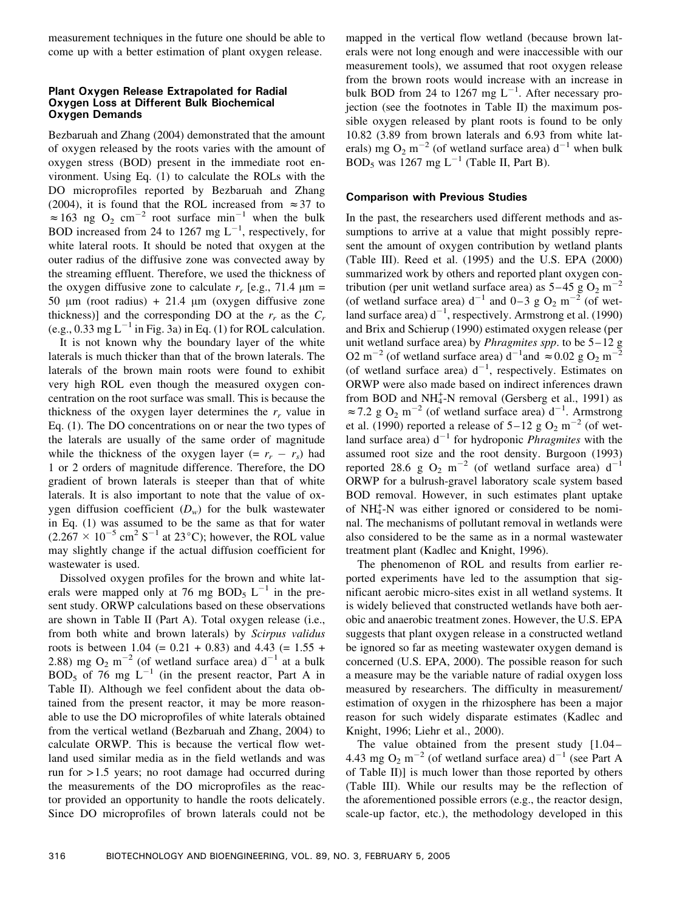measurement techniques in the future one should be able to come up with a better estimation of plant oxygen release.

### Plant Oxygen Release Extrapolated for Radial Oxygen Loss at Different Bulk Biochemical Oxygen Demands

Bezbaruah and Zhang (2004) demonstrated that the amount of oxygen released by the roots varies with the amount of oxygen stress (BOD) present in the immediate root environment. Using Eq. (1) to calculate the ROLs with the DO microprofiles reported by Bezbaruah and Zhang (2004), it is found that the ROL increased from $\approx 37$ to $\approx 163$ ng $O_2$ $cm^{-2}$ root surface $min^{-1}$ when the bulk BOD increased from 24 to 1267 mg $L^{-1}$, respectively, for white lateral roots. It should be noted that oxygen at the outer radius of the diffusive zone was convected away by the streaming effluent. Therefore, we used the thickness of the oxygen diffusive zone to calculate $r_r$ [e.g., 71.4 μm = 50 μm (root radius) + 21.4 μm (oxygen diffusive zone thickness)] and the corresponding DO at the $r_r$ as the $C_r$ (e.g., 0.33 mg $L^{-1}$ in Fig. 3a) in Eq. (1) for ROL calculation.

It is not known why the boundary layer of the white laterals is much thicker than that of the brown laterals. The laterals of the brown main roots were found to exhibit very high ROL even though the measured oxygen concentration on the root surface was small. This is because the thickness of the oxygen layer determines the $r_r$ value in Eq. (1). The DO concentrations on or near the two types of the laterals are usually of the same order of magnitude while the thickness of the oxygen layer (= $r_r - r_s$) had 1 or 2 orders of magnitude difference. Therefore, the DO gradient of brown laterals is steeper than that of white laterals. It is also important to note that the value of oxygen diffusion coefficient ($D_w$) for the bulk wastewater in Eq. (1) was assumed to be the same as that for water ($2.267 \times 10^{-5}$ $cm^2$ $S^{-1}$ at 23°C); however, the ROL value may slightly change if the actual diffusion coefficient for wastewater is used.

Dissolved oxygen profiles for the brown and white laterals were mapped only at 76 mg $BOD_5$ $L^{-1}$ in the present study. ORWP calculations based on these observations are shown in Table II (Part A). Total oxygen release (i.e., from both white and brown laterals) by *Scirpus validus* roots is between 1.04 (= 0.21 + 0.83) and 4.43 (= 1.55 + 2.88) mg $O_2$ $m^{-2}$ (of wetland surface area) $d^{-1}$ at a bulk $BOD_5$ of 76 mg $L^{-1}$ (in the present reactor, Part A in Table II). Although we feel confident about the data obtained from the present reactor, it may be more reasonable to use the DO microprofiles of white laterals obtained from the vertical wetland (Bezbaruah and Zhang, 2004) to calculate ORWP. This is because the vertical flow wetland used similar media as in the field wetlands and was run for >1.5 years; no root damage had occurred during the measurements of the DO microprofiles as the reactor provided an opportunity to handle the roots delicately. Since DO microprofiles of brown laterals could not be mapped in the vertical flow wetland (because brown laterals were not long enough and were inaccessible with our measurement tools), we assumed that root oxygen release from the brown roots would increase with an increase in bulk BOD from 24 to 1267 mg $L^{-1}$. After necessary projection (see the footnotes in Table II) the maximum possible oxygen released by plant roots is found to be only 10.82 (3.89 from brown laterals and 6.93 from white laterals) mg $O_2$ $m^{-2}$ (of wetland surface area) $d^{-1}$ when bulk $BOD_5$ was 1267 mg $L^{-1}$ (Table II, Part B).

### Comparison with Previous Studies

In the past, the researchers used different methods and assumptions to arrive at a value that might possibly represent the amount of oxygen contribution by wetland plants (Table III). Reed et al. (1995) and the U.S. EPA (2000) summarized work by others and reported plant oxygen contribution (per unit wetland surface area) as 5–45 g $O_2$ $m^{-2}$ (of wetland surface area) $d^{-1}$ and 0–3 g $O_2$ $m^{-2}$ (of wetland surface area) $d^{-1}$, respectively. Armstrong et al. (1990) and Brix and Schierup (1990) estimated oxygen release (per unit wetland surface area) by *Phragmites spp*. to be 5–12 g O2 $m^{-2}$ (of wetland surface area) $d^{-1}$and $\approx 0.02$ g $O_2$ $m^{-2}$ (of wetland surface area) $d^{-1}$, respectively. Estimates on ORWP were also made based on indirect inferences drawn from BOD and $NH_4^+$-N removal (Gersberg et al., 1991) as $\approx 7.2$ g $O_2$ $m^{-2}$ (of wetland surface area) $d^{-1}$. Armstrong et al. (1990) reported a release of 5–12 g $O_2$ $m^{-2}$ (of wetland surface area) $d^{-1}$ for hydroponic *Phragmites* with the assumed root size and the root density. Burgoon (1993) reported 28.6 g $O_2$ $m^{-2}$ (of wetland surface area) $d^{-1}$ ORWP for a bulrush-gravel laboratory scale system based BOD removal. However, in such estimates plant uptake of $NH_4^+$-N was either ignored or considered to be nominal. The mechanisms of pollutant removal in wetlands were also considered to be the same as in a normal wastewater treatment plant (Kadlec and Knight, 1996).

The phenomenon of ROL and results from earlier reported experiments have led to the assumption that significant aerobic micro-sites exist in all wetland systems. It is widely believed that constructed wetlands have both aerobic and anaerobic treatment zones. However, the U.S. EPA suggests that plant oxygen release in a constructed wetland be ignored so far as meeting wastewater oxygen demand is concerned (U.S. EPA, 2000). The possible reason for such a measure may be the variable nature of radial oxygen loss measured by researchers. The difficulty in measurement/estimation of oxygen in the rhizosphere has been a major reason for such widely disparate estimates (Kadlec and Knight, 1996; Liehr et al., 2000).

The value obtained from the present study [1.04–4.43 mg $O_2$ $m^{-2}$ (of wetland surface area) $d^{-1}$ (see Part A of Table III)] is much lower than those reported by others (Table III). While our results may be the reflection of the aforementioned possible errors (e.g., the reactor design, scale-up factor, etc.), the methodology developed in this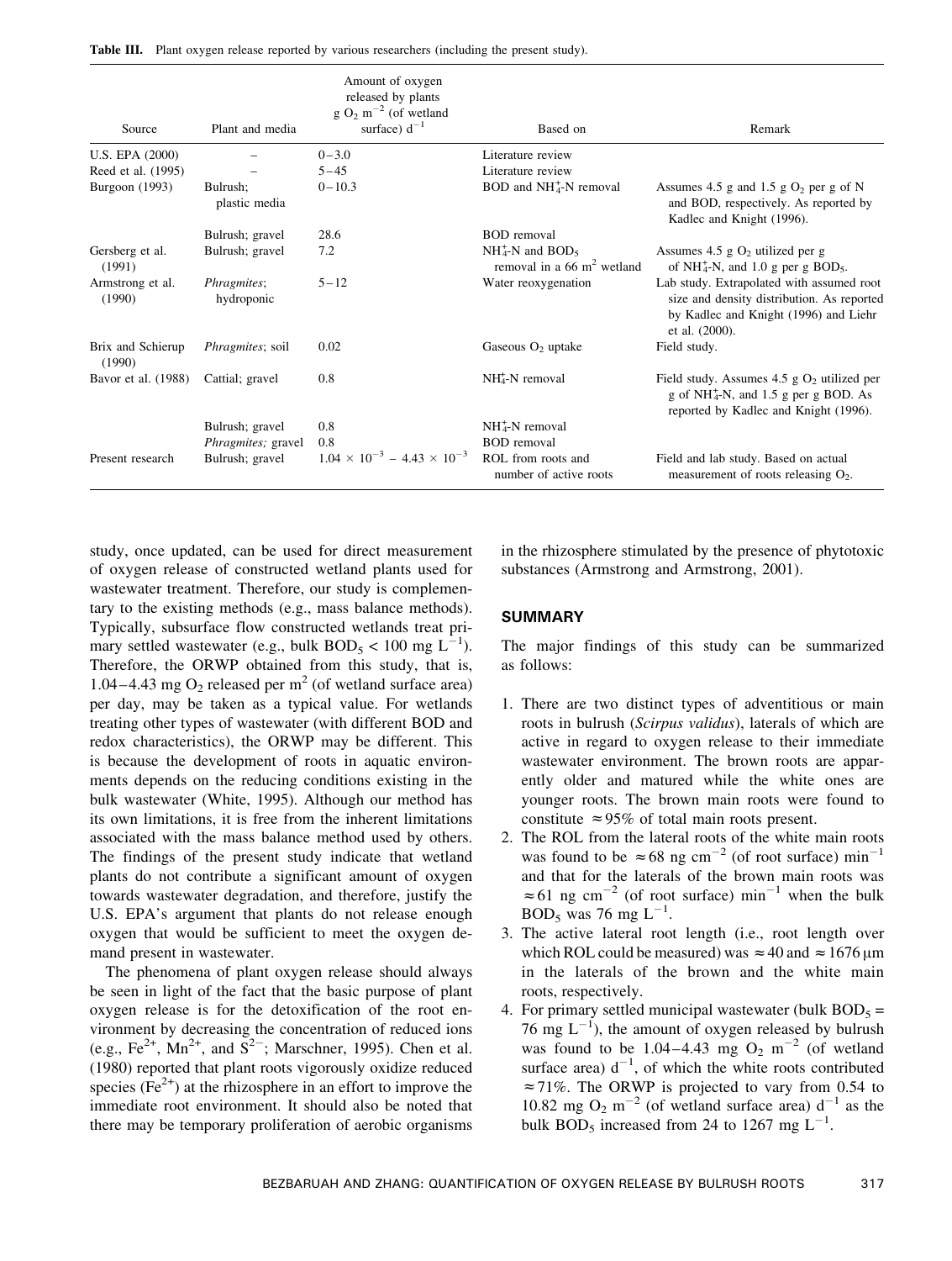**Table III.** Plant oxygen release reported by various researchers (including the present study).

| Source | Plant and media | Amount of oxygen released by plants g $O_2$ $m^{-2}$ (of wetland surface) $d^{-1}$ | Based on | Remark |
|---|---|---|---|---|
| U.S. EPA (2000) | – | 0–3.0 | Literature review | |
| Reed et al. (1995) | – | 5–45 | Literature review | |
| Burgoon (1993) | Bulrush; plastic media | 0–10.3 | BOD and $NH_4^+$-N removal | Assumes 4.5 g and 1.5 g $O_2$ per g of N and BOD, respectively. As reported by Kadlec and Knight (1996). |
| | Bulrush; gravel | 28.6 | BOD removal | |
| Gersberg et al. (1991) | Bulrush; gravel | 7.2 | $NH_4^+$-N and $BOD_5$ removal in a 66 $m^2$ wetland | Assumes 4.5 g $O_2$ utilized per g of $NH_4^+$-N, and 1.0 g per g $BOD_5$. |
| Armstrong et al. (1990) | *Phragmites*; hydroponic | 5–12 | Water reoxygenation | Lab study. Extrapolated with assumed root size and density distribution. As reported by Kadlec and Knight (1996) and Liehr et al. (2000). |
| Brix and Schierup (1990) | *Phragmites*; soil | 0.02 | Gaseous $O_2$ uptake | Field study. |
| Bavor et al. (1988) | Cattial; gravel | 0.8 | $NH_4^+$-N removal | Field study. Assumes 4.5 g $O_2$ utilized per g of $NH_4^+$-N, and 1.5 g per g BOD. As reported by Kadlec and Knight (1996). |
| | Bulrush; gravel | 0.8 | $NH_4^+$-N removal | |
| | *Phragmites;* gravel | 0.8 | BOD removal | |
| Present research | Bulrush; gravel | $1.04 \times 10^{-3}$ – $4.43 \times 10^{-3}$ | ROL from roots and number of active roots | Field and lab study. Based on actual measurement of roots releasing $O_2$. |

study, once updated, can be used for direct measurement of oxygen release of constructed wetland plants used for wastewater treatment. Therefore, our study is complementary to the existing methods (e.g., mass balance methods). Typically, subsurface flow constructed wetlands treat primary settled wastewater (e.g., bulk $BOD_5 < 100$ mg $L^{-1}$). Therefore, the ORWP obtained from this study, that is, 1.04–4.43 mg $O_2$ released per $m^2$ (of wetland surface area) per day, may be taken as a typical value. For wetlands treating other types of wastewater (with different BOD and redox characteristics), the ORWP may be different. This is because the development of roots in aquatic environments depends on the reducing conditions existing in the bulk wastewater (White, 1995). Although our method has its own limitations, it is free from the inherent limitations associated with the mass balance method used by others. The findings of the present study indicate that wetland plants do not contribute a significant amount of oxygen towards wastewater degradation, and therefore, justify the U.S. EPA's argument that plants do not release enough oxygen that would be sufficient to meet the oxygen demand present in wastewater.

The phenomena of plant oxygen release should always be seen in light of the fact that the basic purpose of plant oxygen release is for the detoxification of the root environment by decreasing the concentration of reduced ions (e.g., $Fe^{2+}$, $Mn^{2+}$, and $S^{2-}$; Marschner, 1995). Chen et al. (1980) reported that plant roots vigorously oxidize reduced species ($Fe^{2+}$) at the rhizosphere in an effort to improve the immediate root environment. It should also be noted that there may be temporary proliferation of aerobic organisms in the rhizosphere stimulated by the presence of phytotoxic substances (Armstrong and Armstrong, 2001).

## SUMMARY

The major findings of this study can be summarized as follows:

1. There are two distinct types of adventitious or main roots in bulrush (*Scirpus validus*), laterals of which are active in regard to oxygen release to their immediate wastewater environment. The brown roots are apparently older and matured while the white ones are younger roots. The brown main roots were found to constitute $\approx 95\%$ of total main roots present.
2. The ROL from the lateral roots of the white main roots was found to be $\approx 68$ ng $cm^{-2}$ (of root surface) $min^{-1}$ and that for the laterals of the brown main roots was $\approx 61$ ng $cm^{-2}$ (of root surface) $min^{-1}$ when the bulk $BOD_5$ was 76 mg $L^{-1}$.
3. The active lateral root length (i.e., root length over which ROL could be measured) was $\approx 40$ and $\approx 1676$ μm in the laterals of the brown and the white main roots, respectively.
4. For primary settled municipal wastewater (bulk $BOD_5 =$ 76 mg $L^{-1}$), the amount of oxygen released by bulrush was found to be 1.04–4.43 mg $O_2$ $m^{-2}$ (of wetland surface area) $d^{-1}$, of which the white roots contributed $\approx 71\%$. The ORWP is projected to vary from 0.54 to 10.82 mg $O_2$ $m^{-2}$ (of wetland surface area) $d^{-1}$ as the bulk $BOD_5$ increased from 24 to 1267 mg $L^{-1}$.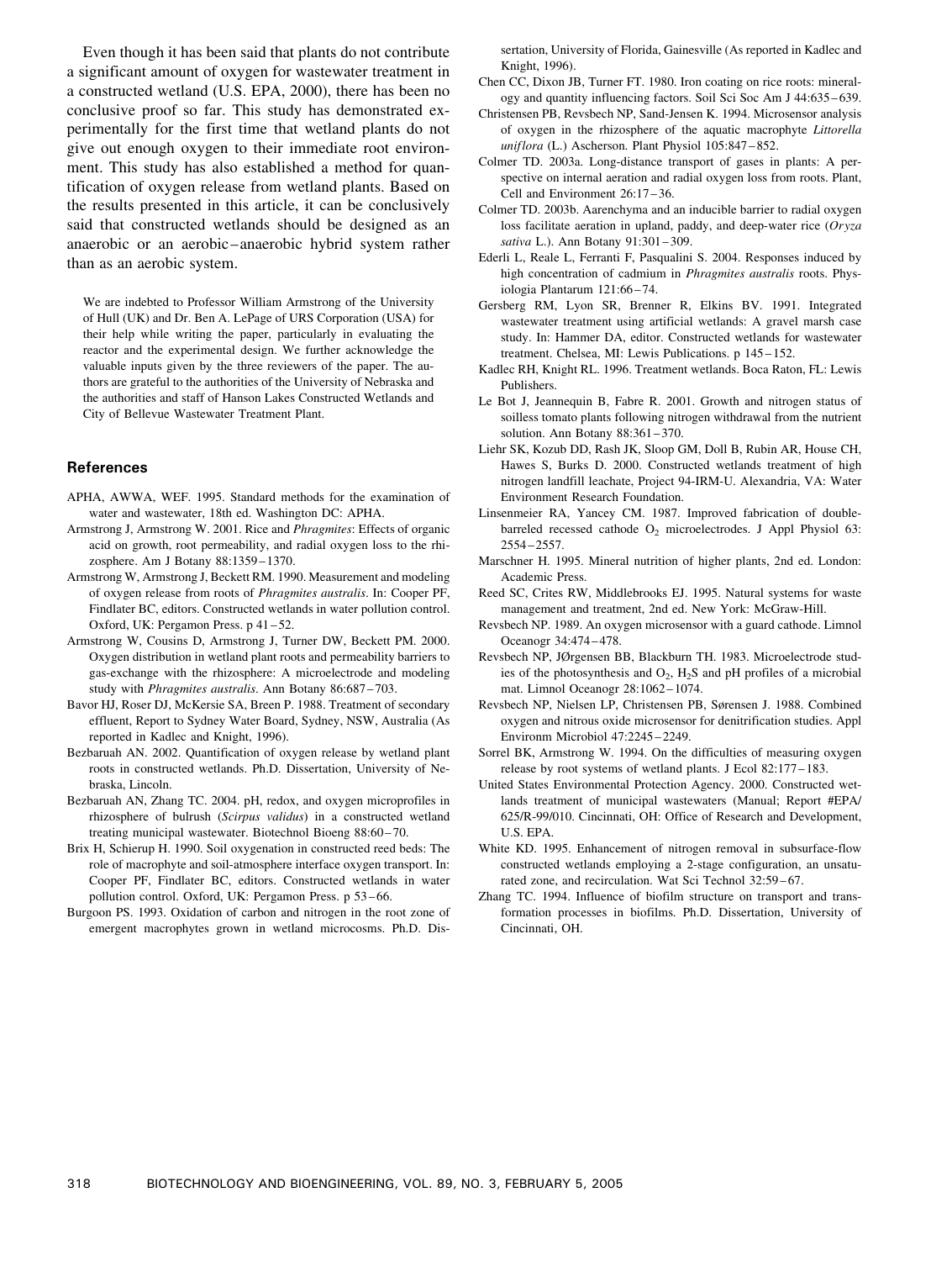Even though it has been said that plants do not contribute a significant amount of oxygen for wastewater treatment in a constructed wetland (U.S. EPA, 2000), there has been no conclusive proof so far. This study has demonstrated experimentally for the first time that wetland plants do not give out enough oxygen to their immediate root environment. This study has also established a method for quantification of oxygen release from wetland plants. Based on the results presented in this article, it can be conclusively said that constructed wetlands should be designed as an anaerobic or an aerobic–anaerobic hybrid system rather than as an aerobic system.

We are indebted to Professor William Armstrong of the University of Hull (UK) and Dr. Ben A. LePage of URS Corporation (USA) for their help while writing the paper, particularly in evaluating the reactor and the experimental design. We further acknowledge the valuable inputs given by the three reviewers of the paper. The authors are grateful to the authorities of the University of Nebraska and the authorities and staff of Hanson Lakes Constructed Wetlands and City of Bellevue Wastewater Treatment Plant.

## References

APHA, AWWA, WEF. 1995. Standard methods for the examination of water and wastewater, 18th ed. Washington DC: APHA.

Armstrong J, Armstrong W. 2001. Rice and *Phragmites*: Effects of organic acid on growth, root permeability, and radial oxygen loss to the rhizosphere. Am J Botany 88:1359–1370.

Armstrong W, Armstrong J, Beckett RM. 1990. Measurement and modeling of oxygen release from roots of *Phragmites australis*. In: Cooper PF, Findlater BC, editors. Constructed wetlands in water pollution control. Oxford, UK: Pergamon Press. p 41–52.

Armstrong W, Cousins D, Armstrong J, Turner DW, Beckett PM. 2000. Oxygen distribution in wetland plant roots and permeability barriers to gas-exchange with the rhizosphere: A microelectrode and modeling study with *Phragmites australis*. Ann Botany 86:687–703.

Bavor HJ, Roser DJ, McKersie SA, Breen P. 1988. Treatment of secondary effluent, Report to Sydney Water Board, Sydney, NSW, Australia (As reported in Kadlec and Knight, 1996).

Bezbaruah AN. 2002. Quantification of oxygen release by wetland plant roots in constructed wetlands. Ph.D. Dissertation, University of Nebraska, Lincoln.

Bezbaruah AN, Zhang TC. 2004. pH, redox, and oxygen microprofiles in rhizosphere of bulrush (*Scirpus validus*) in a constructed wetland treating municipal wastewater. Biotechnol Bioeng 88:60–70.

Brix H, Schierup H. 1990. Soil oxygenation in constructed reed beds: The role of macrophyte and soil-atmosphere interface oxygen transport. In: Cooper PF, Findlater BC, editors. Constructed wetlands in water pollution control. Oxford, UK: Pergamon Press. p 53–66.

Burgoon PS. 1993. Oxidation of carbon and nitrogen in the root zone of emergent macrophytes grown in wetland microcosms. Ph.D. Dissertation, University of Florida, Gainesville (As reported in Kadlec and Knight, 1996).

Chen CC, Dixon JB, Turner FT. 1980. Iron coating on rice roots: mineralogy and quantity influencing factors. Soil Sci Soc Am J 44:635–639.

Christensen PB, Revsbech NP, Sand-Jensen K. 1994. Microsensor analysis of oxygen in the rhizosphere of the aquatic macrophyte *Littorella uniflora* (L.) Ascherson. Plant Physiol 105:847–852.

Colmer TD. 2003a. Long-distance transport of gases in plants: A perspective on internal aeration and radial oxygen loss from roots. Plant, Cell and Environment 26:17–36.

Colmer TD. 2003b. Aarenchyma and an inducible barrier to radial oxygen loss facilitate aeration in upland, paddy, and deep-water rice (*Oryza sativa* L.). Ann Botany 91:301–309.

Ederli L, Reale L, Ferranti F, Pasqualini S. 2004. Responses induced by high concentration of cadmium in *Phragmites australis* roots. Physiologia Plantarum 121:66–74.

Gersberg RM, Lyon SR, Brenner R, Elkins BV. 1991. Integrated wastewater treatment using artificial wetlands: A gravel marsh case study. In: Hammer DA, editor. Constructed wetlands for wastewater treatment. Chelsea, MI: Lewis Publications. p 145–152.

Kadlec RH, Knight RL. 1996. Treatment wetlands. Boca Raton, FL: Lewis Publishers.

Le Bot J, Jeannequin B, Fabre R. 2001. Growth and nitrogen status of soilless tomato plants following nitrogen withdrawal from the nutrient solution. Ann Botany 88:361–370.

Liehr SK, Kozub DD, Rash JK, Sloop GM, Doll B, Rubin AR, House CH, Hawes S, Burks D. 2000. Constructed wetlands treatment of high nitrogen landfill leachate, Project 94-IRM-U. Alexandria, VA: Water Environment Research Foundation.

Linsenmeier RA, Yancey CM. 1987. Improved fabrication of double-barreled recessed cathode $O_2$ microelectrodes. J Appl Physiol 63: 2554–2557.

Marschner H. 1995. Mineral nutrition of higher plants, 2nd ed. London: Academic Press.

Reed SC, Crites RW, Middlebrooks EJ. 1995. Natural systems for waste management and treatment, 2nd ed. New York: McGraw-Hill.

Revsbech NP. 1989. An oxygen microsensor with a guard cathode. Limnol Oceanogr 34:474–478.

Revsbech NP, JØrgensen BB, Blackburn TH. 1983. Microelectrode studies of the photosynthesis and $O_2$, $H_2S$ and pH profiles of a microbial mat. Limnol Oceanogr 28:1062–1074.

Revsbech NP, Nielsen LP, Christensen PB, Sørensen J. 1988. Combined oxygen and nitrous oxide microsensor for denitrification studies. Appl Environm Microbiol 47:2245–2249.

Sorrel BK, Armstrong W. 1994. On the difficulties of measuring oxygen release by root systems of wetland plants. J Ecol 82:177–183.

United States Environmental Protection Agency. 2000. Constructed wetlands treatment of municipal wastewaters (Manual; Report #EPA/625/R-99/010. Cincinnati, OH: Office of Research and Development, U.S. EPA.

White KD. 1995. Enhancement of nitrogen removal in subsurface-flow constructed wetlands employing a 2-stage configuration, an unsaturated zone, and recirculation. Wat Sci Technol 32:59–67.

Zhang TC. 1994. Influence of biofilm structure on transport and transformation processes in biofilms. Ph.D. Dissertation, University of Cincinnati, OH.